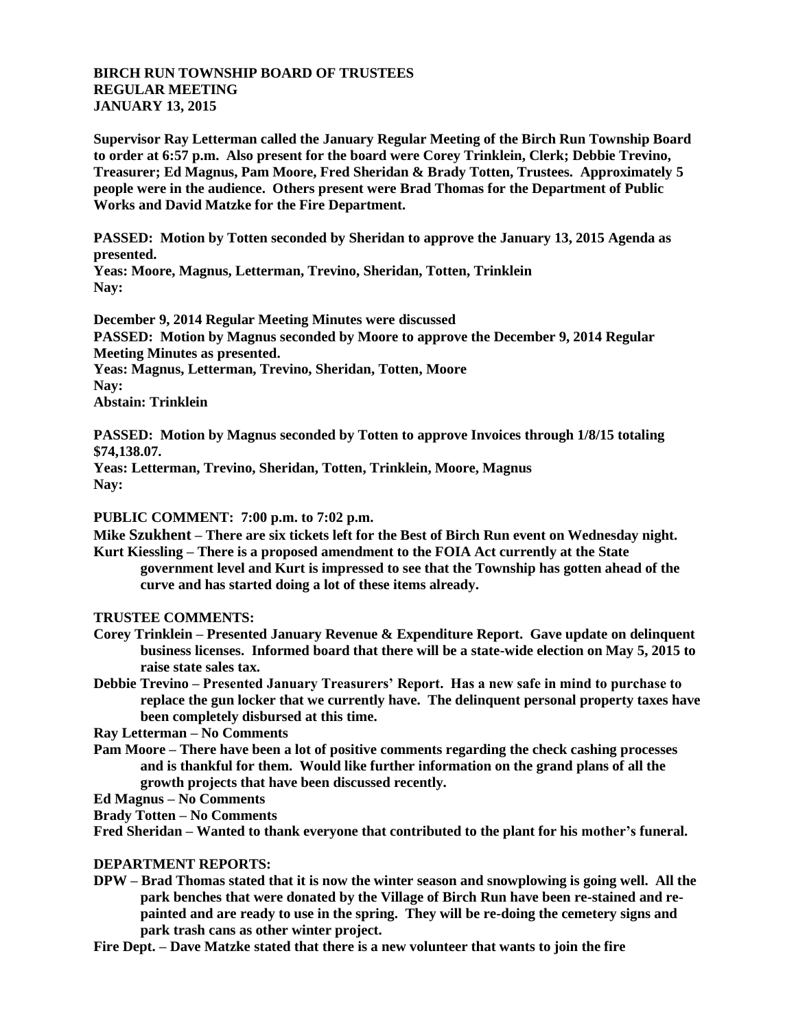**BIRCH RUN TOWNSHIP BOARD OF TRUSTEES**
**REGULAR MEETING**
**JANUARY 13, 2015**

**Supervisor Ray Letterman called the January Regular Meeting of the Birch Run Township Board to order at 6:57 p.m. Also present for the board were Corey Trinklein, Clerk; Debbie Trevino, Treasurer; Ed Magnus, Pam Moore, Fred Sheridan & Brady Totten, Trustees. Approximately 5 people were in the audience. Others present were Brad Thomas for the Department of Public Works and David Matzke for the Fire Department.**

**PASSED: Motion by Totten seconded by Sheridan to approve the January 13, 2015 Agenda as presented.**
**Yeas: Moore, Magnus, Letterman, Trevino, Sheridan, Totten, Trinklein**
**Nay:**

**December 9, 2014 Regular Meeting Minutes were discussed**
**PASSED: Motion by Magnus seconded by Moore to approve the December 9, 2014 Regular Meeting Minutes as presented.**
**Yeas: Magnus, Letterman, Trevino, Sheridan, Totten, Moore**
**Nay:**
**Abstain: Trinklein**

**PASSED: Motion by Magnus seconded by Totten to approve Invoices through 1/8/15 totaling $74,138.07.**
**Yeas: Letterman, Trevino, Sheridan, Totten, Trinklein, Moore, Magnus**
**Nay:**

**PUBLIC COMMENT: 7:00 p.m. to 7:02 p.m.**
**Mike Szukhent – There are six tickets left for the Best of Birch Run event on Wednesday night.**
**Kurt Kiessling – There is a proposed amendment to the FOIA Act currently at the State government level and Kurt is impressed to see that the Township has gotten ahead of the curve and has started doing a lot of these items already.**

**TRUSTEE COMMENTS:**
**Corey Trinklein – Presented January Revenue & Expenditure Report. Gave update on delinquent business licenses. Informed board that there will be a state-wide election on May 5, 2015 to raise state sales tax.**
**Debbie Trevino – Presented January Treasurers' Report. Has a new safe in mind to purchase to replace the gun locker that we currently have. The delinquent personal property taxes have been completely disbursed at this time.**
**Ray Letterman – No Comments**
**Pam Moore – There have been a lot of positive comments regarding the check cashing processes and is thankful for them. Would like further information on the grand plans of all the growth projects that have been discussed recently.**
**Ed Magnus – No Comments**
**Brady Totten – No Comments**
**Fred Sheridan – Wanted to thank everyone that contributed to the plant for his mother's funeral.**

**DEPARTMENT REPORTS:**
**DPW – Brad Thomas stated that it is now the winter season and snowplowing is going well. All the park benches that were donated by the Village of Birch Run have been re-stained and re-painted and are ready to use in the spring. They will be re-doing the cemetery signs and park trash cans as other winter project.**
**Fire Dept. – Dave Matzke stated that there is a new volunteer that wants to join the fire**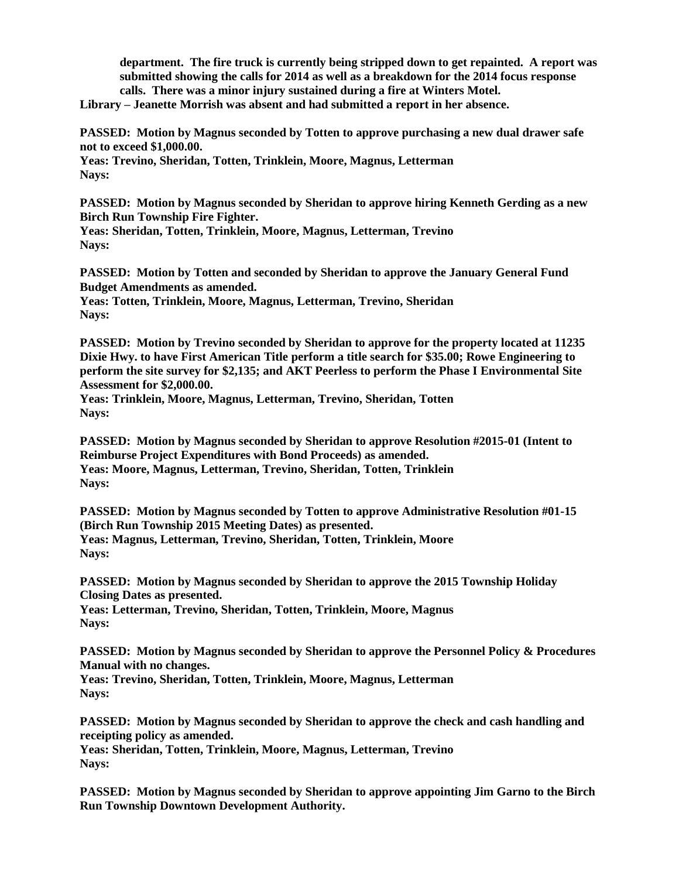**department. The fire truck is currently being stripped down to get repainted. A report was submitted showing the calls for 2014 as well as a breakdown for the 2014 focus response calls. There was a minor injury sustained during a fire at Winters Motel.**

**Library – Jeanette Morrish was absent and had submitted a report in her absence.**

**PASSED: Motion by Magnus seconded by Totten to approve purchasing a new dual drawer safe not to exceed $1,000.00.**
**Yeas: Trevino, Sheridan, Totten, Trinklein, Moore, Magnus, Letterman**
**Nays:**

**PASSED: Motion by Magnus seconded by Sheridan to approve hiring Kenneth Gerding as a new Birch Run Township Fire Fighter.**
**Yeas: Sheridan, Totten, Trinklein, Moore, Magnus, Letterman, Trevino**
**Nays:**

**PASSED: Motion by Totten and seconded by Sheridan to approve the January General Fund Budget Amendments as amended.**
**Yeas: Totten, Trinklein, Moore, Magnus, Letterman, Trevino, Sheridan**
**Nays:**

**PASSED: Motion by Trevino seconded by Sheridan to approve for the property located at 11235 Dixie Hwy. to have First American Title perform a title search for $35.00; Rowe Engineering to perform the site survey for $2,135; and AKT Peerless to perform the Phase I Environmental Site Assessment for $2,000.00.**
**Yeas: Trinklein, Moore, Magnus, Letterman, Trevino, Sheridan, Totten**
**Nays:**

**PASSED: Motion by Magnus seconded by Sheridan to approve Resolution #2015-01 (Intent to Reimburse Project Expenditures with Bond Proceeds) as amended.**
**Yeas: Moore, Magnus, Letterman, Trevino, Sheridan, Totten, Trinklein**
**Nays:**

**PASSED: Motion by Magnus seconded by Totten to approve Administrative Resolution #01-15 (Birch Run Township 2015 Meeting Dates) as presented.**
**Yeas: Magnus, Letterman, Trevino, Sheridan, Totten, Trinklein, Moore**
**Nays:**

**PASSED: Motion by Magnus seconded by Sheridan to approve the 2015 Township Holiday Closing Dates as presented.**
**Yeas: Letterman, Trevino, Sheridan, Totten, Trinklein, Moore, Magnus**
**Nays:**

**PASSED: Motion by Magnus seconded by Sheridan to approve the Personnel Policy & Procedures Manual with no changes.**
**Yeas: Trevino, Sheridan, Totten, Trinklein, Moore, Magnus, Letterman**
**Nays:**

**PASSED: Motion by Magnus seconded by Sheridan to approve the check and cash handling and receipting policy as amended.**
**Yeas: Sheridan, Totten, Trinklein, Moore, Magnus, Letterman, Trevino**
**Nays:**

**PASSED: Motion by Magnus seconded by Sheridan to approve appointing Jim Garno to the Birch Run Township Downtown Development Authority.**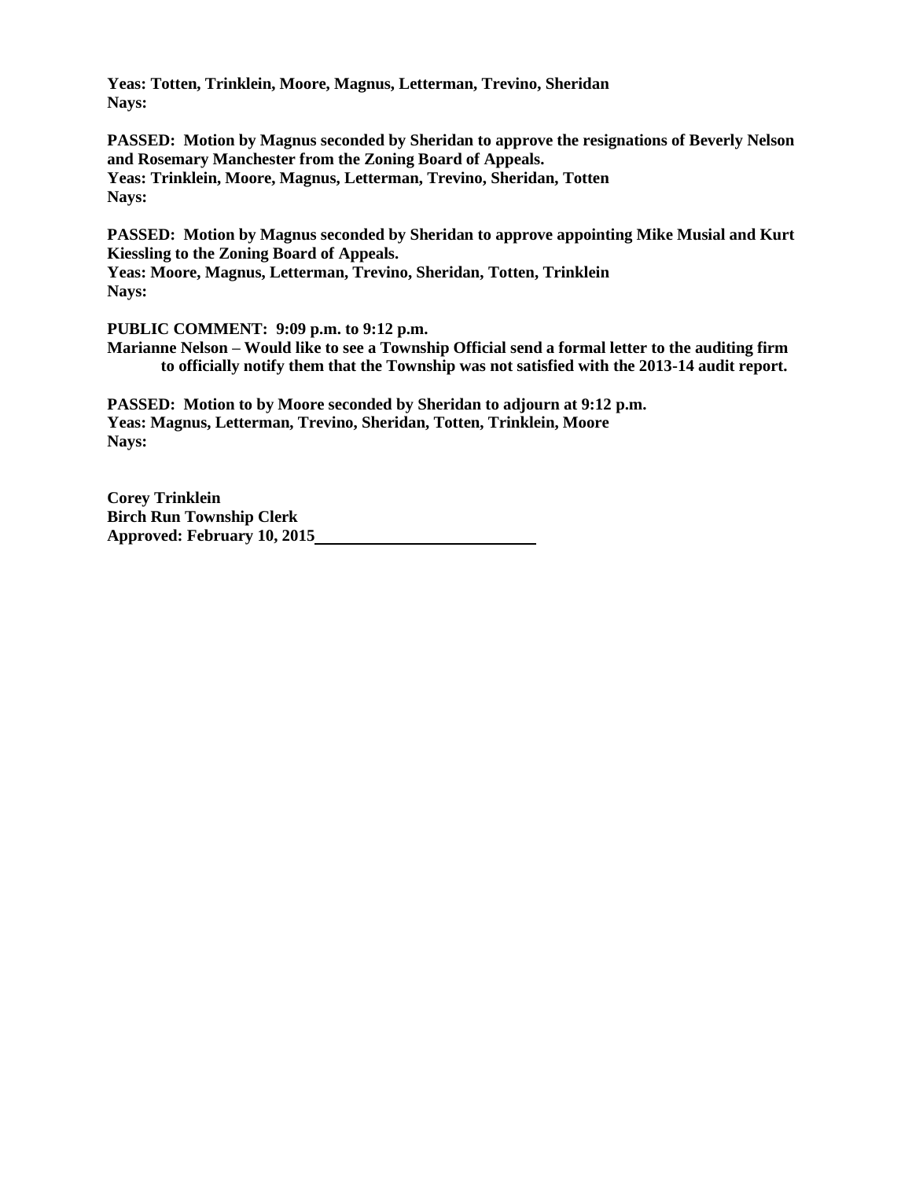**Yeas: Totten, Trinklein, Moore, Magnus, Letterman, Trevino, Sheridan**
**Nays:**

**PASSED: Motion by Magnus seconded by Sheridan to approve the resignations of Beverly Nelson and Rosemary Manchester from the Zoning Board of Appeals.**
**Yeas: Trinklein, Moore, Magnus, Letterman, Trevino, Sheridan, Totten**
**Nays:**

**PASSED: Motion by Magnus seconded by Sheridan to approve appointing Mike Musial and Kurt Kiessling to the Zoning Board of Appeals.**
**Yeas: Moore, Magnus, Letterman, Trevino, Sheridan, Totten, Trinklein**
**Nays:**

**PUBLIC COMMENT: 9:09 p.m. to 9:12 p.m.**
**Marianne Nelson – Would like to see a Township Official send a formal letter to the auditing firm to officially notify them that the Township was not satisfied with the 2013-14 audit report.**

**PASSED: Motion to by Moore seconded by Sheridan to adjourn at 9:12 p.m.**
**Yeas: Magnus, Letterman, Trevino, Sheridan, Totten, Trinklein, Moore**
**Nays:**

**Corey Trinklein**
**Birch Run Township Clerk**
**Approved: February 10, 2015**\_\_\_\_\_\_\_\_\_\_\_\_\_\_\_\_\_\_\_\_\_\_\_\_\_\_